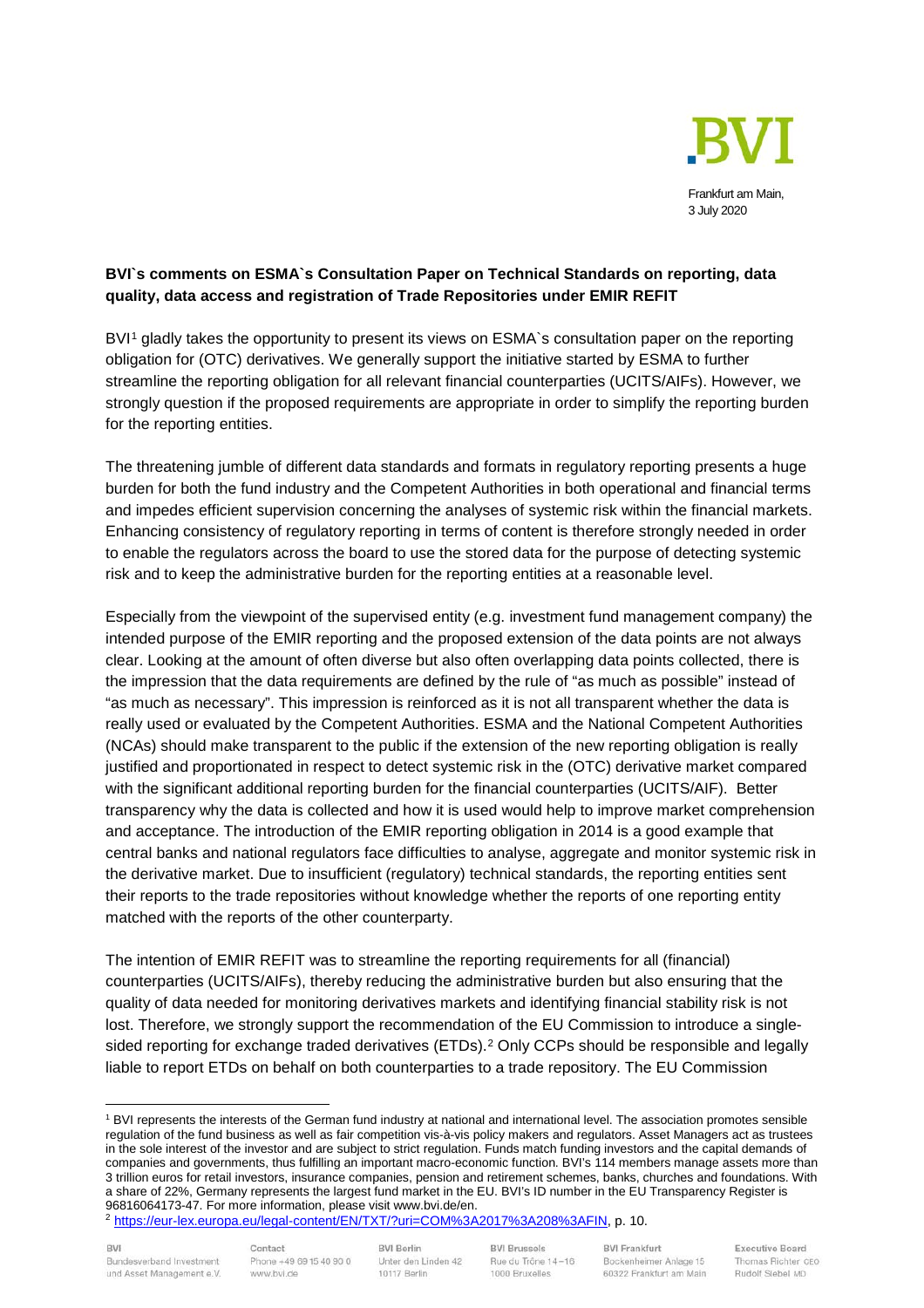Frankfurt am Main,
3 July 2020

**BVI`s comments on ESMA`s Consultation Paper on Technical Standards on reporting, data quality, data access and registration of Trade Repositories under EMIR REFIT**

BVI[1] gladly takes the opportunity to present its views on ESMA`s consultation paper on the reporting obligation for (OTC) derivatives. We generally support the initiative started by ESMA to further streamline the reporting obligation for all relevant financial counterparties (UCITS/AIFs). However, we strongly question if the proposed requirements are appropriate in order to simplify the reporting burden for the reporting entities.

The threatening jumble of different data standards and formats in regulatory reporting presents a huge burden for both the fund industry and the Competent Authorities in both operational and financial terms and impedes efficient supervision concerning the analyses of systemic risk within the financial markets. Enhancing consistency of regulatory reporting in terms of content is therefore strongly needed in order to enable the regulators across the board to use the stored data for the purpose of detecting systemic risk and to keep the administrative burden for the reporting entities at a reasonable level.

Especially from the viewpoint of the supervised entity (e.g. investment fund management company) the intended purpose of the EMIR reporting and the proposed extension of the data points are not always clear. Looking at the amount of often diverse but also often overlapping data points collected, there is the impression that the data requirements are defined by the rule of "as much as possible" instead of "as much as necessary". This impression is reinforced as it is not all transparent whether the data is really used or evaluated by the Competent Authorities. ESMA and the National Competent Authorities (NCAs) should make transparent to the public if the extension of the new reporting obligation is really justified and proportionated in respect to detect systemic risk in the (OTC) derivative market compared with the significant additional reporting burden for the financial counterparties (UCITS/AIF). Better transparency why the data is collected and how it is used would help to improve market comprehension and acceptance. The introduction of the EMIR reporting obligation in 2014 is a good example that central banks and national regulators face difficulties to analyse, aggregate and monitor systemic risk in the derivative market. Due to insufficient (regulatory) technical standards, the reporting entities sent their reports to the trade repositories without knowledge whether the reports of one reporting entity matched with the reports of the other counterparty.

The intention of EMIR REFIT was to streamline the reporting requirements for all (financial) counterparties (UCITS/AIFs), thereby reducing the administrative burden but also ensuring that the quality of data needed for monitoring derivatives markets and identifying financial stability risk is not lost. Therefore, we strongly support the recommendation of the EU Commission to introduce a single-sided reporting for exchange traded derivatives (ETDs).[2] Only CCPs should be responsible and legally liable to report ETDs on behalf on both counterparties to a trade repository. The EU Commission

---

[1] BVI represents the interests of the German fund industry at national and international level. The association promotes sensible regulation of the fund business as well as fair competition vis-à-vis policy makers and regulators. Asset Managers act as trustees in the sole interest of the investor and are subject to strict regulation. Funds match funding investors and the capital demands of companies and governments, thus fulfilling an important macro-economic function. BVI's 114 members manage assets more than 3 trillion euros for retail investors, insurance companies, pension and retirement schemes, banks, churches and foundations. With a share of 22%, Germany represents the largest fund market in the EU. BVI's ID number in the EU Transparency Register is 96816064173-47. For more information, please visit www.bvi.de/en.

[2] https://eur-lex.europa.eu/legal-content/EN/TXT/?uri=COM%3A2017%3A208%3AFIN, p. 10.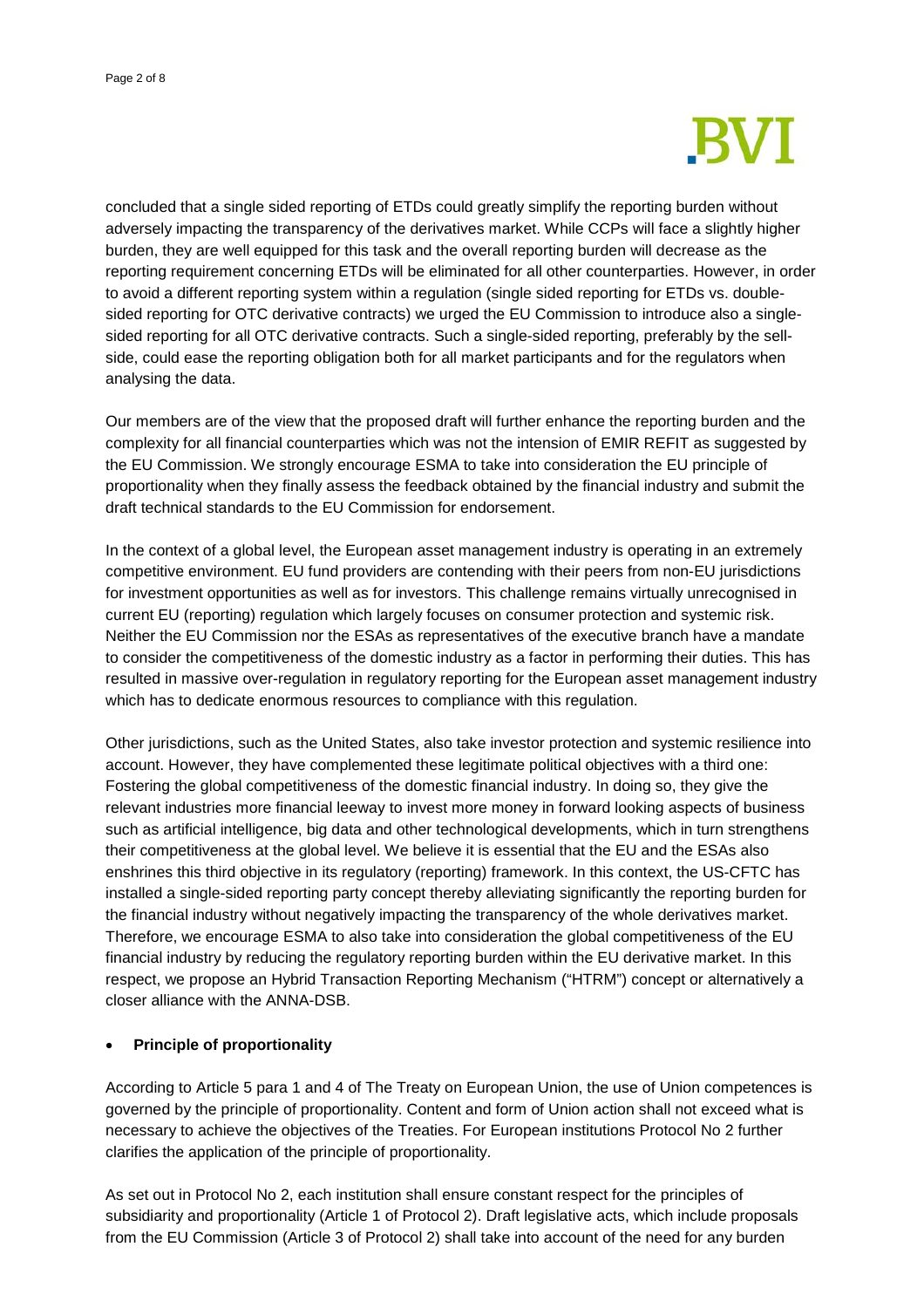concluded that a single sided reporting of ETDs could greatly simplify the reporting burden without adversely impacting the transparency of the derivatives market. While CCPs will face a slightly higher burden, they are well equipped for this task and the overall reporting burden will decrease as the reporting requirement concerning ETDs will be eliminated for all other counterparties. However, in order to avoid a different reporting system within a regulation (single sided reporting for ETDs vs. double-sided reporting for OTC derivative contracts) we urged the EU Commission to introduce also a single-sided reporting for all OTC derivative contracts. Such a single-sided reporting, preferably by the sell-side, could ease the reporting obligation both for all market participants and for the regulators when analysing the data.

Our members are of the view that the proposed draft will further enhance the reporting burden and the complexity for all financial counterparties which was not the intension of EMIR REFIT as suggested by the EU Commission. We strongly encourage ESMA to take into consideration the EU principle of proportionality when they finally assess the feedback obtained by the financial industry and submit the draft technical standards to the EU Commission for endorsement.

In the context of a global level, the European asset management industry is operating in an extremely competitive environment. EU fund providers are contending with their peers from non-EU jurisdictions for investment opportunities as well as for investors. This challenge remains virtually unrecognised in current EU (reporting) regulation which largely focuses on consumer protection and systemic risk. Neither the EU Commission nor the ESAs as representatives of the executive branch have a mandate to consider the competitiveness of the domestic industry as a factor in performing their duties. This has resulted in massive over-regulation in regulatory reporting for the European asset management industry which has to dedicate enormous resources to compliance with this regulation.

Other jurisdictions, such as the United States, also take investor protection and systemic resilience into account. However, they have complemented these legitimate political objectives with a third one: Fostering the global competitiveness of the domestic financial industry. In doing so, they give the relevant industries more financial leeway to invest more money in forward looking aspects of business such as artificial intelligence, big data and other technological developments, which in turn strengthens their competitiveness at the global level. We believe it is essential that the EU and the ESAs also enshrines this third objective in its regulatory (reporting) framework. In this context, the US-CFTC has installed a single-sided reporting party concept thereby alleviating significantly the reporting burden for the financial industry without negatively impacting the transparency of the whole derivatives market. Therefore, we encourage ESMA to also take into consideration the global competitiveness of the EU financial industry by reducing the regulatory reporting burden within the EU derivative market. In this respect, we propose an Hybrid Transaction Reporting Mechanism ("HTRM") concept or alternatively a closer alliance with the ANNA-DSB.

- **Principle of proportionality**

According to Article 5 para 1 and 4 of The Treaty on European Union, the use of Union competences is governed by the principle of proportionality. Content and form of Union action shall not exceed what is necessary to achieve the objectives of the Treaties. For European institutions Protocol No 2 further clarifies the application of the principle of proportionality.

As set out in Protocol No 2, each institution shall ensure constant respect for the principles of subsidiarity and proportionality (Article 1 of Protocol 2). Draft legislative acts, which include proposals from the EU Commission (Article 3 of Protocol 2) shall take into account of the need for any burden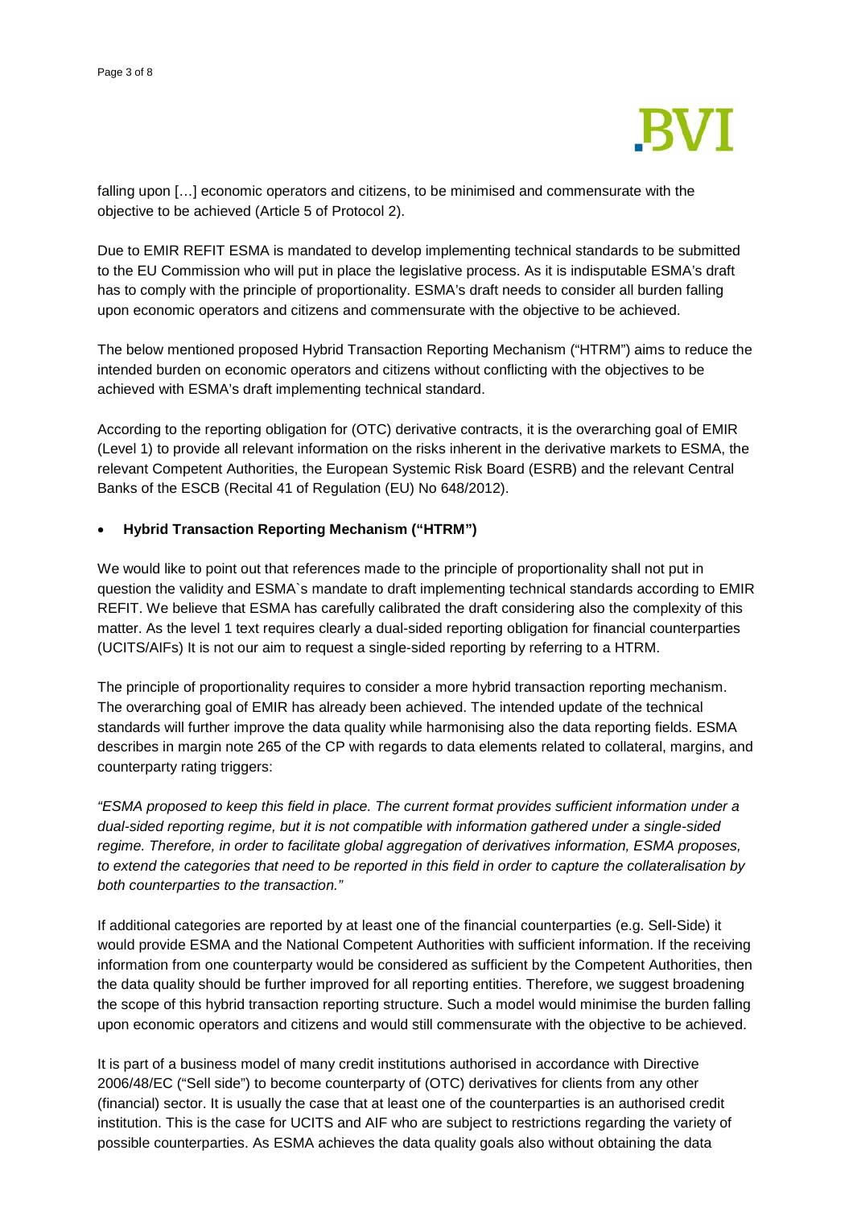falling upon […] economic operators and citizens, to be minimised and commensurate with the objective to be achieved (Article 5 of Protocol 2).

Due to EMIR REFIT ESMA is mandated to develop implementing technical standards to be submitted to the EU Commission who will put in place the legislative process. As it is indisputable ESMA's draft has to comply with the principle of proportionality. ESMA's draft needs to consider all burden falling upon economic operators and citizens and commensurate with the objective to be achieved.

The below mentioned proposed Hybrid Transaction Reporting Mechanism ("HTRM") aims to reduce the intended burden on economic operators and citizens without conflicting with the objectives to be achieved with ESMA's draft implementing technical standard.

According to the reporting obligation for (OTC) derivative contracts, it is the overarching goal of EMIR (Level 1) to provide all relevant information on the risks inherent in the derivative markets to ESMA, the relevant Competent Authorities, the European Systemic Risk Board (ESRB) and the relevant Central Banks of the ESCB (Recital 41 of Regulation (EU) No 648/2012).

- **Hybrid Transaction Reporting Mechanism ("HTRM")**

We would like to point out that references made to the principle of proportionality shall not put in question the validity and ESMA`s mandate to draft implementing technical standards according to EMIR REFIT. We believe that ESMA has carefully calibrated the draft considering also the complexity of this matter. As the level 1 text requires clearly a dual-sided reporting obligation for financial counterparties (UCITS/AIFs) It is not our aim to request a single-sided reporting by referring to a HTRM.

The principle of proportionality requires to consider a more hybrid transaction reporting mechanism. The overarching goal of EMIR has already been achieved. The intended update of the technical standards will further improve the data quality while harmonising also the data reporting fields. ESMA describes in margin note 265 of the CP with regards to data elements related to collateral, margins, and counterparty rating triggers:

*"ESMA proposed to keep this field in place. The current format provides sufficient information under a dual-sided reporting regime, but it is not compatible with information gathered under a single-sided regime. Therefore, in order to facilitate global aggregation of derivatives information, ESMA proposes, to extend the categories that need to be reported in this field in order to capture the collateralisation by both counterparties to the transaction."*

If additional categories are reported by at least one of the financial counterparties (e.g. Sell-Side) it would provide ESMA and the National Competent Authorities with sufficient information. If the receiving information from one counterparty would be considered as sufficient by the Competent Authorities, then the data quality should be further improved for all reporting entities. Therefore, we suggest broadening the scope of this hybrid transaction reporting structure. Such a model would minimise the burden falling upon economic operators and citizens and would still commensurate with the objective to be achieved.

It is part of a business model of many credit institutions authorised in accordance with Directive 2006/48/EC ("Sell side") to become counterparty of (OTC) derivatives for clients from any other (financial) sector. It is usually the case that at least one of the counterparties is an authorised credit institution. This is the case for UCITS and AIF who are subject to restrictions regarding the variety of possible counterparties. As ESMA achieves the data quality goals also without obtaining the data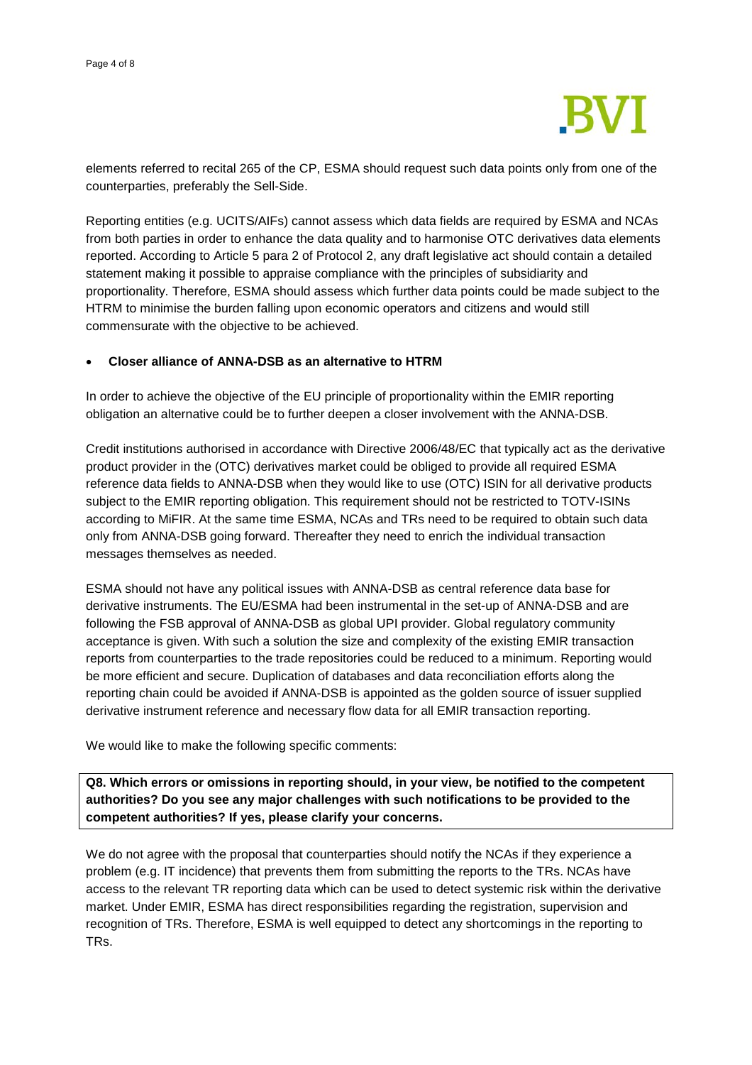elements referred to recital 265 of the CP, ESMA should request such data points only from one of the counterparties, preferably the Sell-Side.

Reporting entities (e.g. UCITS/AIFs) cannot assess which data fields are required by ESMA and NCAs from both parties in order to enhance the data quality and to harmonise OTC derivatives data elements reported. According to Article 5 para 2 of Protocol 2, any draft legislative act should contain a detailed statement making it possible to appraise compliance with the principles of subsidiarity and proportionality. Therefore, ESMA should assess which further data points could be made subject to the HTRM to minimise the burden falling upon economic operators and citizens and would still commensurate with the objective to be achieved.

- **Closer alliance of ANNA-DSB as an alternative to HTRM**

In order to achieve the objective of the EU principle of proportionality within the EMIR reporting obligation an alternative could be to further deepen a closer involvement with the ANNA-DSB.

Credit institutions authorised in accordance with Directive 2006/48/EC that typically act as the derivative product provider in the (OTC) derivatives market could be obliged to provide all required ESMA reference data fields to ANNA-DSB when they would like to use (OTC) ISIN for all derivative products subject to the EMIR reporting obligation. This requirement should not be restricted to TOTV-ISINs according to MiFIR. At the same time ESMA, NCAs and TRs need to be required to obtain such data only from ANNA-DSB going forward. Thereafter they need to enrich the individual transaction messages themselves as needed.

ESMA should not have any political issues with ANNA-DSB as central reference data base for derivative instruments. The EU/ESMA had been instrumental in the set-up of ANNA-DSB and are following the FSB approval of ANNA-DSB as global UPI provider. Global regulatory community acceptance is given. With such a solution the size and complexity of the existing EMIR transaction reports from counterparties to the trade repositories could be reduced to a minimum. Reporting would be more efficient and secure. Duplication of databases and data reconciliation efforts along the reporting chain could be avoided if ANNA-DSB is appointed as the golden source of issuer supplied derivative instrument reference and necessary flow data for all EMIR transaction reporting.

We would like to make the following specific comments:

**Q8. Which errors or omissions in reporting should, in your view, be notified to the competent authorities? Do you see any major challenges with such notifications to be provided to the competent authorities? If yes, please clarify your concerns.**

We do not agree with the proposal that counterparties should notify the NCAs if they experience a problem (e.g. IT incidence) that prevents them from submitting the reports to the TRs. NCAs have access to the relevant TR reporting data which can be used to detect systemic risk within the derivative market. Under EMIR, ESMA has direct responsibilities regarding the registration, supervision and recognition of TRs. Therefore, ESMA is well equipped to detect any shortcomings in the reporting to TRs.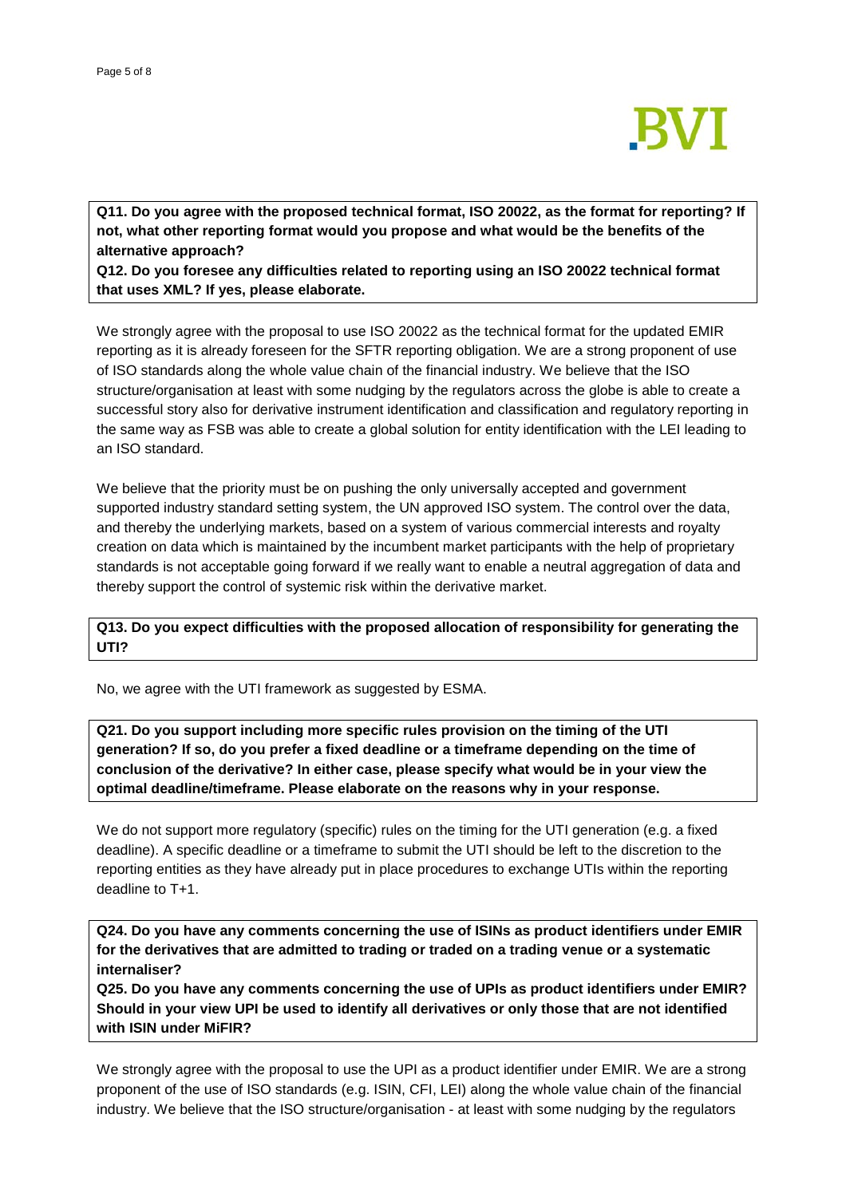**Q11. Do you agree with the proposed technical format, ISO 20022, as the format for reporting? If not, what other reporting format would you propose and what would be the benefits of the alternative approach?**

**Q12. Do you foresee any difficulties related to reporting using an ISO 20022 technical format that uses XML? If yes, please elaborate.**

We strongly agree with the proposal to use ISO 20022 as the technical format for the updated EMIR reporting as it is already foreseen for the SFTR reporting obligation. We are a strong proponent of use of ISO standards along the whole value chain of the financial industry. We believe that the ISO structure/organisation at least with some nudging by the regulators across the globe is able to create a successful story also for derivative instrument identification and classification and regulatory reporting in the same way as FSB was able to create a global solution for entity identification with the LEI leading to an ISO standard.

We believe that the priority must be on pushing the only universally accepted and government supported industry standard setting system, the UN approved ISO system. The control over the data, and thereby the underlying markets, based on a system of various commercial interests and royalty creation on data which is maintained by the incumbent market participants with the help of proprietary standards is not acceptable going forward if we really want to enable a neutral aggregation of data and thereby support the control of systemic risk within the derivative market.

**Q13. Do you expect difficulties with the proposed allocation of responsibility for generating the UTI?**

No, we agree with the UTI framework as suggested by ESMA.

**Q21. Do you support including more specific rules provision on the timing of the UTI generation? If so, do you prefer a fixed deadline or a timeframe depending on the time of conclusion of the derivative? In either case, please specify what would be in your view the optimal deadline/timeframe. Please elaborate on the reasons why in your response.**

We do not support more regulatory (specific) rules on the timing for the UTI generation (e.g. a fixed deadline). A specific deadline or a timeframe to submit the UTI should be left to the discretion to the reporting entities as they have already put in place procedures to exchange UTIs within the reporting deadline to T+1.

**Q24. Do you have any comments concerning the use of ISINs as product identifiers under EMIR for the derivatives that are admitted to trading or traded on a trading venue or a systematic internaliser?**

**Q25. Do you have any comments concerning the use of UPIs as product identifiers under EMIR? Should in your view UPI be used to identify all derivatives or only those that are not identified with ISIN under MiFIR?**

We strongly agree with the proposal to use the UPI as a product identifier under EMIR. We are a strong proponent of the use of ISO standards (e.g. ISIN, CFI, LEI) along the whole value chain of the financial industry. We believe that the ISO structure/organisation - at least with some nudging by the regulators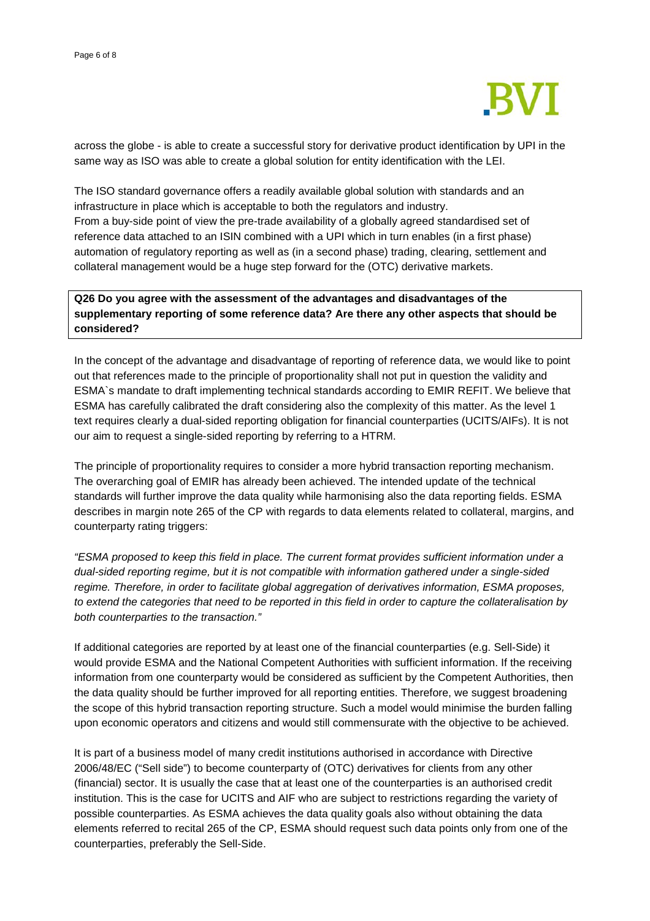across the globe - is able to create a successful story for derivative product identification by UPI in the same way as ISO was able to create a global solution for entity identification with the LEI.

The ISO standard governance offers a readily available global solution with standards and an infrastructure in place which is acceptable to both the regulators and industry.
From a buy-side point of view the pre-trade availability of a globally agreed standardised set of reference data attached to an ISIN combined with a UPI which in turn enables (in a first phase) automation of regulatory reporting as well as (in a second phase) trading, clearing, settlement and collateral management would be a huge step forward for the (OTC) derivative markets.

**Q26 Do you agree with the assessment of the advantages and disadvantages of the supplementary reporting of some reference data? Are there any other aspects that should be considered?**

In the concept of the advantage and disadvantage of reporting of reference data, we would like to point out that references made to the principle of proportionality shall not put in question the validity and ESMA`s mandate to draft implementing technical standards according to EMIR REFIT. We believe that ESMA has carefully calibrated the draft considering also the complexity of this matter. As the level 1 text requires clearly a dual-sided reporting obligation for financial counterparties (UCITS/AIFs). It is not our aim to request a single-sided reporting by referring to a HTRM.

The principle of proportionality requires to consider a more hybrid transaction reporting mechanism. The overarching goal of EMIR has already been achieved. The intended update of the technical standards will further improve the data quality while harmonising also the data reporting fields. ESMA describes in margin note 265 of the CP with regards to data elements related to collateral, margins, and counterparty rating triggers:

*"ESMA proposed to keep this field in place. The current format provides sufficient information under a dual-sided reporting regime, but it is not compatible with information gathered under a single-sided regime. Therefore, in order to facilitate global aggregation of derivatives information, ESMA proposes, to extend the categories that need to be reported in this field in order to capture the collateralisation by both counterparties to the transaction."*

If additional categories are reported by at least one of the financial counterparties (e.g. Sell-Side) it would provide ESMA and the National Competent Authorities with sufficient information. If the receiving information from one counterparty would be considered as sufficient by the Competent Authorities, then the data quality should be further improved for all reporting entities. Therefore, we suggest broadening the scope of this hybrid transaction reporting structure. Such a model would minimise the burden falling upon economic operators and citizens and would still commensurate with the objective to be achieved.

It is part of a business model of many credit institutions authorised in accordance with Directive 2006/48/EC ("Sell side") to become counterparty of (OTC) derivatives for clients from any other (financial) sector. It is usually the case that at least one of the counterparties is an authorised credit institution. This is the case for UCITS and AIF who are subject to restrictions regarding the variety of possible counterparties. As ESMA achieves the data quality goals also without obtaining the data elements referred to recital 265 of the CP, ESMA should request such data points only from one of the counterparties, preferably the Sell-Side.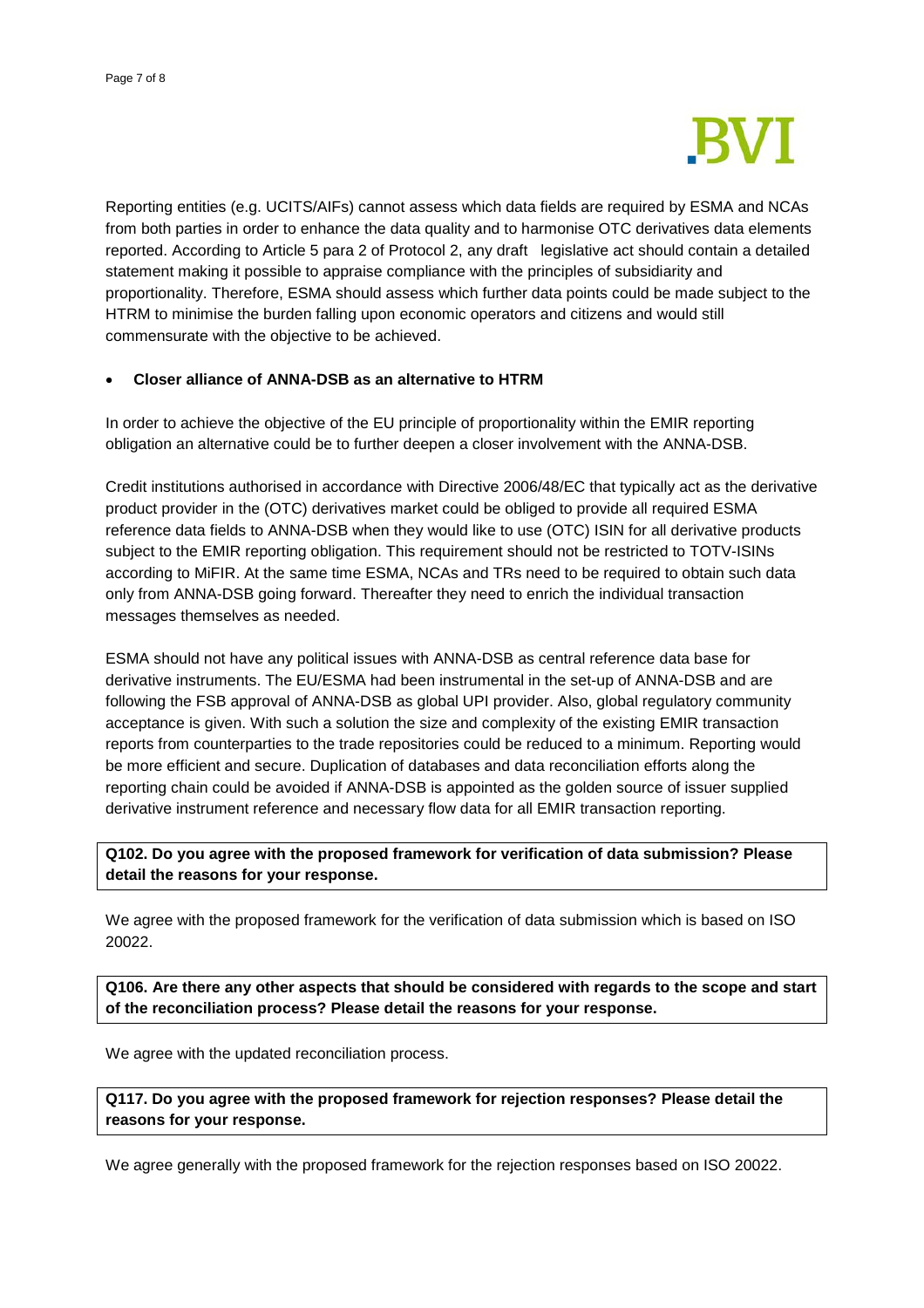Reporting entities (e.g. UCITS/AIFs) cannot assess which data fields are required by ESMA and NCAs from both parties in order to enhance the data quality and to harmonise OTC derivatives data elements reported. According to Article 5 para 2 of Protocol 2, any draft legislative act should contain a detailed statement making it possible to appraise compliance with the principles of subsidiarity and proportionality. Therefore, ESMA should assess which further data points could be made subject to the HTRM to minimise the burden falling upon economic operators and citizens and would still commensurate with the objective to be achieved.

- **Closer alliance of ANNA-DSB as an alternative to HTRM**

In order to achieve the objective of the EU principle of proportionality within the EMIR reporting obligation an alternative could be to further deepen a closer involvement with the ANNA-DSB.

Credit institutions authorised in accordance with Directive 2006/48/EC that typically act as the derivative product provider in the (OTC) derivatives market could be obliged to provide all required ESMA reference data fields to ANNA-DSB when they would like to use (OTC) ISIN for all derivative products subject to the EMIR reporting obligation. This requirement should not be restricted to TOTV-ISINs according to MiFIR. At the same time ESMA, NCAs and TRs need to be required to obtain such data only from ANNA-DSB going forward. Thereafter they need to enrich the individual transaction messages themselves as needed.

ESMA should not have any political issues with ANNA-DSB as central reference data base for derivative instruments. The EU/ESMA had been instrumental in the set-up of ANNA-DSB and are following the FSB approval of ANNA-DSB as global UPI provider. Also, global regulatory community acceptance is given. With such a solution the size and complexity of the existing EMIR transaction reports from counterparties to the trade repositories could be reduced to a minimum. Reporting would be more efficient and secure. Duplication of databases and data reconciliation efforts along the reporting chain could be avoided if ANNA-DSB is appointed as the golden source of issuer supplied derivative instrument reference and necessary flow data for all EMIR transaction reporting.

**Q102. Do you agree with the proposed framework for verification of data submission? Please detail the reasons for your response.**

We agree with the proposed framework for the verification of data submission which is based on ISO 20022.

**Q106. Are there any other aspects that should be considered with regards to the scope and start of the reconciliation process? Please detail the reasons for your response.**

We agree with the updated reconciliation process.

**Q117. Do you agree with the proposed framework for rejection responses? Please detail the reasons for your response.**

We agree generally with the proposed framework for the rejection responses based on ISO 20022.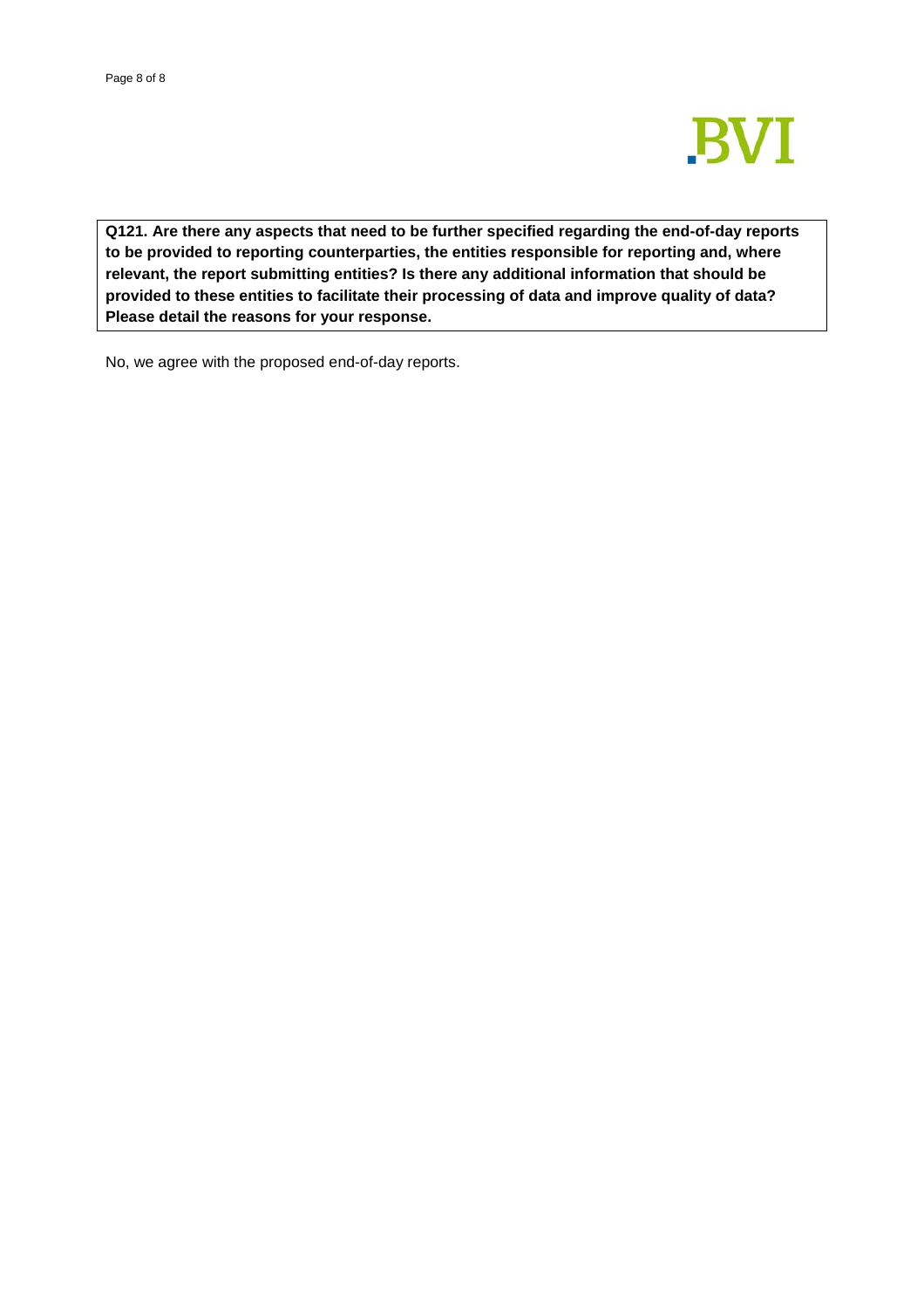**Q121. Are there any aspects that need to be further specified regarding the end-of-day reports to be provided to reporting counterparties, the entities responsible for reporting and, where relevant, the report submitting entities? Is there any additional information that should be provided to these entities to facilitate their processing of data and improve quality of data? Please detail the reasons for your response.**

No, we agree with the proposed end-of-day reports.